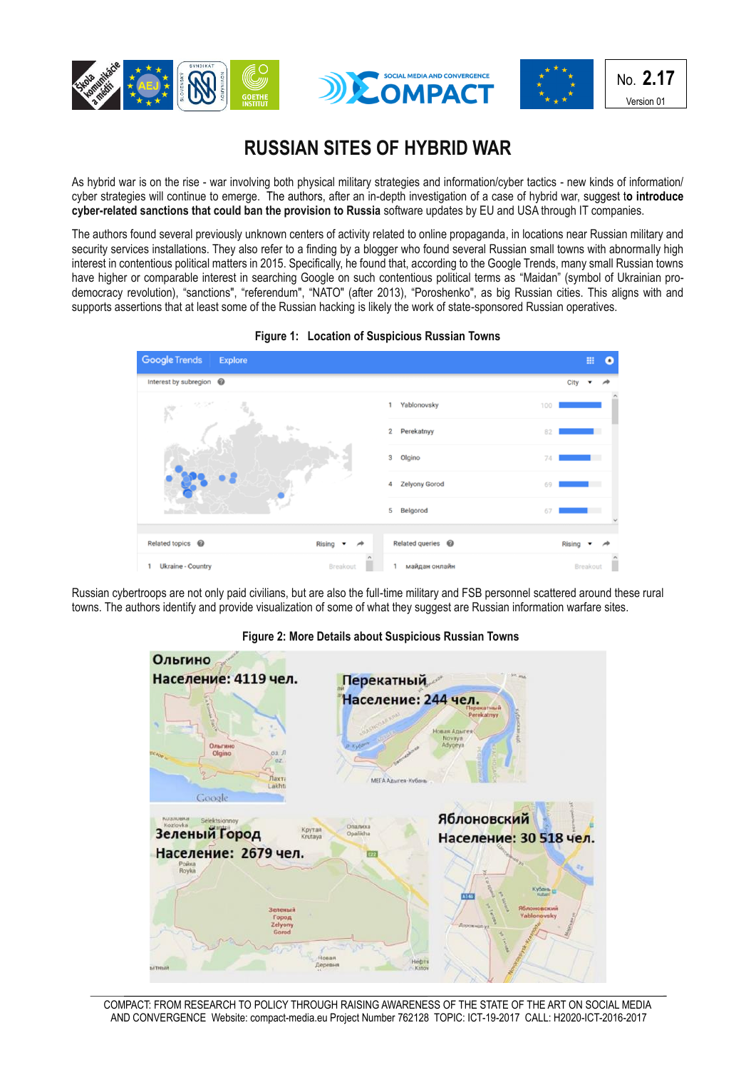No. **2.17**

Version 01

# RUSSIAN SITES OF HYBRID WAR

As hybrid war is on the rise - war involving both physical military strategies and information/cyber tactics - new kinds of information/ cyber strategies will continue to emerge. The authors, after an in-depth investigation of a case of hybrid war, suggest **to introduce cyber-related sanctions that could ban the provision to Russia** software updates by EU and USA through IT companies.

The authors found several previously unknown centers of activity related to online propaganda, in locations near Russian military and security services installations. They also refer to a finding by a blogger who found several Russian small towns with abnormally high interest in contentious political matters in 2015. Specifically, he found that, according to the Google Trends, many small Russian towns have higher or comparable interest in searching Google on such contentious political terms as "Maidan" (symbol of Ukrainian pro-democracy revolution), "sanctions", "referendum", "NATO" (after 2013), "Poroshenko", as big Russian cities. This aligns with and supports assertions that at least some of the Russian hacking is likely the work of state-sponsored Russian operatives.

**Figure 1: Location of Suspicious Russian Towns**

Russian cybertroops are not only paid civilians, but are also the full-time military and FSB personnel scattered around these rural towns. The authors identify and provide visualization of some of what they suggest are Russian information warfare sites.

**Figure 2: More Details about Suspicious Russian Towns**

COMPACT: FROM RESEARCH TO POLICY THROUGH RAISING AWARENESS OF THE STATE OF THE ART ON SOCIAL MEDIA AND CONVERGENCE Website: compact-media.eu Project Number 762128 TOPIC: ICT-19-2017 CALL: H2020-ICT-2016-2017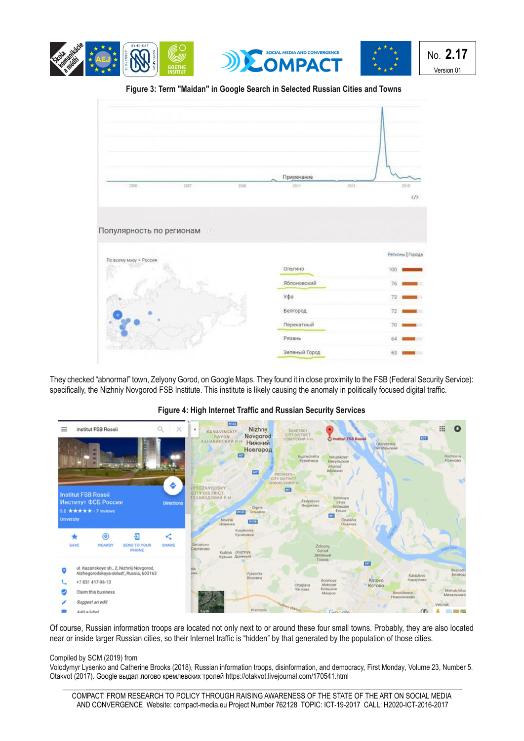Figure 3: Term "Maidan" in Google Search in Selected Russian Cities and Towns

Примечание

2005 2007 2009 2011 2013 2015

Популярность по регионам

По всему миру > Россия

Регионы | Города

Ольгино 100

Яблоновский 76

Уфа 73

Белгород 72

Перекатный 70

Рязань 64

Зеленый Город 63

They checked “abnormal” town, Zelyony Gorod, on Google Maps. They found it in close proximity to the FSB (Federal Security Service): specifically, the Nizhniy Novgorod FSB Institute. This institute is likely causing the anomaly in politically focused digital traffic.

Figure 4: High Internet Traffic and Russian Security Services

Institut FSB Rossii

Institut FSB Rossii
Институт ФСБ России
5.0 ★★★★★ · 7 reviews
University

Directions

SAVE NEARBY SEND TO YOUR PHONE SHARE

ul. Kazanskoye sh., 2, Nizhnij Novgorod, Nizhegorodskaya oblast', Russia, 603163

+7 831 417-96-13

Claim this business

Suggest an edit

Add a label

Of course, Russian information troops are located not only next to or around these four small towns. Probably, they are also located near or inside larger Russian cities, so their Internet traffic is “hidden” by that generated by the population of those cities.

Compiled by SCM (2019) from

Volodymyr Lysenko and Catherine Brooks (2018), Russian information troops, disinformation, and democracy, First Monday, Volume 23, Number 5.
Otakvot (2017). Google выдал логово кремлевских троллей https://otakvot.livejournal.com/170541.html